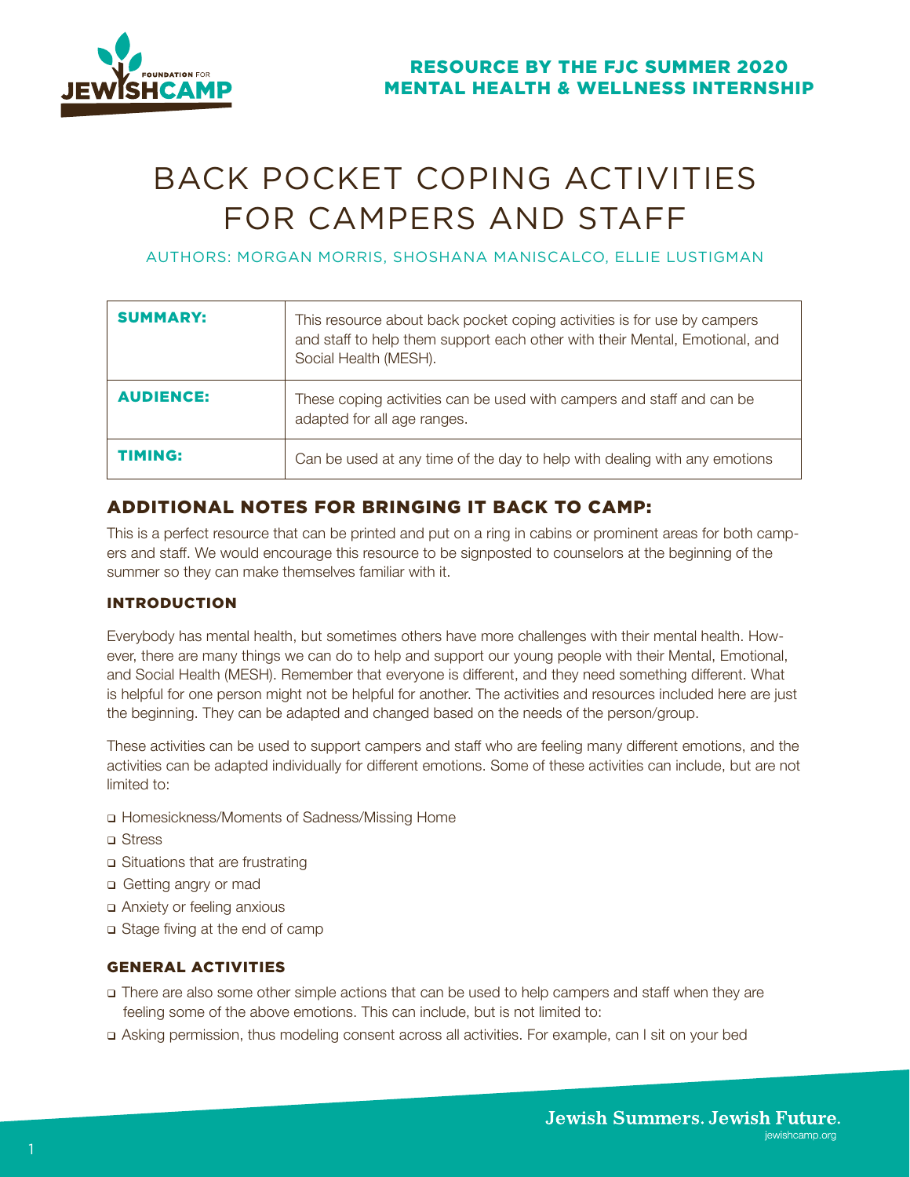RESOURCE BY THE FJC SUMMER 2020 MENTAL HEALTH & WELLNESS INTERNSHIP

# BACK POCKET COPING ACTIVITIES FOR CAMPERS AND STAFF

AUTHORS: MORGAN MORRIS, SHOSHANA MANISCALCO, ELLIE LUSTIGMAN

| | |
|---|---|
| **SUMMARY:** | This resource about back pocket coping activities is for use by campers and staff to help them support each other with their Mental, Emotional, and Social Health (MESH). |
| **AUDIENCE:** | These coping activities can be used with campers and staff and can be adapted for all age ranges. |
| **TIMING:** | Can be used at any time of the day to help with dealing with any emotions |

## ADDITIONAL NOTES FOR BRINGING IT BACK TO CAMP:

This is a perfect resource that can be printed and put on a ring in cabins or prominent areas for both campers and staff. We would encourage this resource to be signposted to counselors at the beginning of the summer so they can make themselves familiar with it.

### INTRODUCTION

Everybody has mental health, but sometimes others have more challenges with their mental health. However, there are many things we can do to help and support our young people with their Mental, Emotional, and Social Health (MESH). Remember that everyone is different, and they need something different. What is helpful for one person might not be helpful for another. The activities and resources included here are just the beginning. They can be adapted and changed based on the needs of the person/group.

These activities can be used to support campers and staff who are feeling many different emotions, and the activities can be adapted individually for different emotions. Some of these activities can include, but are not limited to:

- Homesickness/Moments of Sadness/Missing Home
- Stress
- Situations that are frustrating
- Getting angry or mad
- Anxiety or feeling anxious
- Stage fiving at the end of camp

### GENERAL ACTIVITIES

- There are also some other simple actions that can be used to help campers and staff when they are feeling some of the above emotions. This can include, but is not limited to:
- Asking permission, thus modeling consent across all activities. For example, can I sit on your bed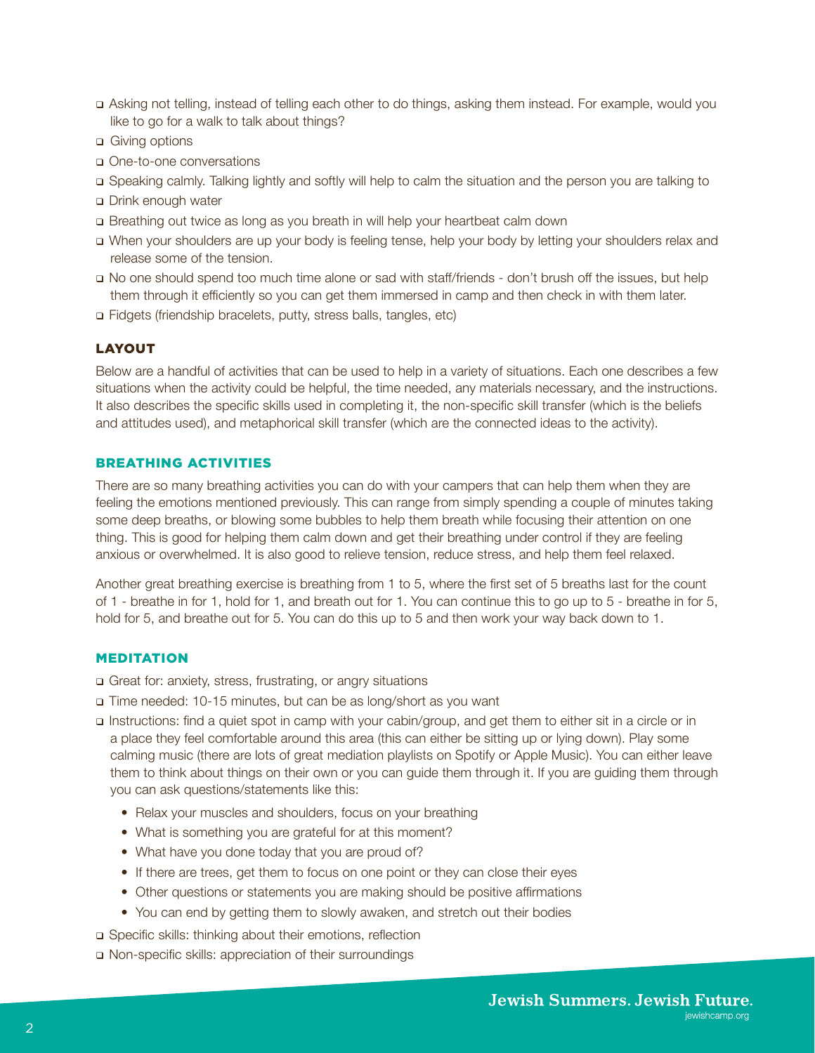- ❑ Asking not telling, instead of telling each other to do things, asking them instead. For example, would you like to go for a walk to talk about things?
- ❑ Giving options
- ❑ One-to-one conversations
- ❑ Speaking calmly. Talking lightly and softly will help to calm the situation and the person you are talking to
- ❑ Drink enough water
- ❑ Breathing out twice as long as you breath in will help your heartbeat calm down
- ❑ When your shoulders are up your body is feeling tense, help your body by letting your shoulders relax and release some of the tension.
- ❑ No one should spend too much time alone or sad with staff/friends - don't brush off the issues, but help them through it efficiently so you can get them immersed in camp and then check in with them later.
- ❑ Fidgets (friendship bracelets, putty, stress balls, tangles, etc)

## LAYOUT

Below are a handful of activities that can be used to help in a variety of situations. Each one describes a few situations when the activity could be helpful, the time needed, any materials necessary, and the instructions. It also describes the specific skills used in completing it, the non-specific skill transfer (which is the beliefs and attitudes used), and metaphorical skill transfer (which are the connected ideas to the activity).

## BREATHING ACTIVITIES

There are so many breathing activities you can do with your campers that can help them when they are feeling the emotions mentioned previously. This can range from simply spending a couple of minutes taking some deep breaths, or blowing some bubbles to help them breath while focusing their attention on one thing. This is good for helping them calm down and get their breathing under control if they are feeling anxious or overwhelmed. It is also good to relieve tension, reduce stress, and help them feel relaxed.

Another great breathing exercise is breathing from 1 to 5, where the first set of 5 breaths last for the count of 1 - breathe in for 1, hold for 1, and breath out for 1. You can continue this to go up to 5 - breathe in for 5, hold for 5, and breathe out for 5. You can do this up to 5 and then work your way back down to 1.

## MEDITATION

- ❑ Great for: anxiety, stress, frustrating, or angry situations
- ❑ Time needed: 10-15 minutes, but can be as long/short as you want
- ❑ Instructions: find a quiet spot in camp with your cabin/group, and get them to either sit in a circle or in a place they feel comfortable around this area (this can either be sitting up or lying down). Play some calming music (there are lots of great mediation playlists on Spotify or Apple Music). You can either leave them to think about things on their own or you can guide them through it. If you are guiding them through you can ask questions/statements like this:
  - Relax your muscles and shoulders, focus on your breathing
  - What is something you are grateful for at this moment?
  - What have you done today that you are proud of?
  - If there are trees, get them to focus on one point or they can close their eyes
  - Other questions or statements you are making should be positive affirmations
  - You can end by getting them to slowly awaken, and stretch out their bodies
- ❑ Specific skills: thinking about their emotions, reflection
- ❑ Non-specific skills: appreciation of their surroundings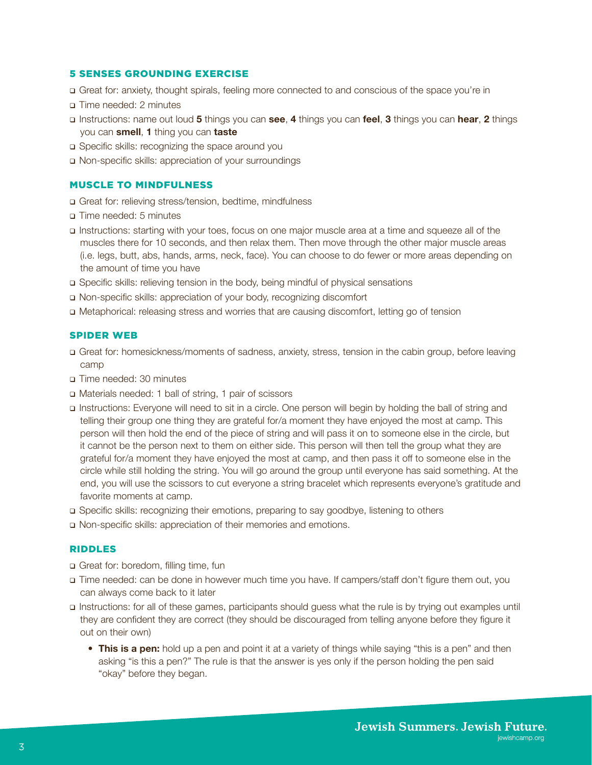### 5 SENSES GROUNDING EXERCISE

- Great for: anxiety, thought spirals, feeling more connected to and conscious of the space you're in
- Time needed: 2 minutes
- Instructions: name out loud **5** things you can **see**, **4** things you can **feel**, **3** things you can **hear**, **2** things you can **smell**, **1** thing you can **taste**
- Specific skills: recognizing the space around you
- Non-specific skills: appreciation of your surroundings

### MUSCLE TO MINDFULNESS

- Great for: relieving stress/tension, bedtime, mindfulness
- Time needed: 5 minutes
- Instructions: starting with your toes, focus on one major muscle area at a time and squeeze all of the muscles there for 10 seconds, and then relax them. Then move through the other major muscle areas (i.e. legs, butt, abs, hands, arms, neck, face). You can choose to do fewer or more areas depending on the amount of time you have
- Specific skills: relieving tension in the body, being mindful of physical sensations
- Non-specific skills: appreciation of your body, recognizing discomfort
- Metaphorical: releasing stress and worries that are causing discomfort, letting go of tension

### SPIDER WEB

- Great for: homesickness/moments of sadness, anxiety, stress, tension in the cabin group, before leaving camp
- Time needed: 30 minutes
- Materials needed: 1 ball of string, 1 pair of scissors
- Instructions: Everyone will need to sit in a circle. One person will begin by holding the ball of string and telling their group one thing they are grateful for/a moment they have enjoyed the most at camp. This person will then hold the end of the piece of string and will pass it on to someone else in the circle, but it cannot be the person next to them on either side. This person will then tell the group what they are grateful for/a moment they have enjoyed the most at camp, and then pass it off to someone else in the circle while still holding the string. You will go around the group until everyone has said something. At the end, you will use the scissors to cut everyone a string bracelet which represents everyone's gratitude and favorite moments at camp.
- Specific skills: recognizing their emotions, preparing to say goodbye, listening to others
- Non-specific skills: appreciation of their memories and emotions.

### RIDDLES

- Great for: boredom, filling time, fun
- Time needed: can be done in however much time you have. If campers/staff don't figure them out, you can always come back to it later
- Instructions: for all of these games, participants should guess what the rule is by trying out examples until they are confident they are correct (they should be discouraged from telling anyone before they figure it out on their own)
  - **This is a pen:** hold up a pen and point it at a variety of things while saying "this is a pen" and then asking "is this a pen?" The rule is that the answer is yes only if the person holding the pen said "okay" before they began.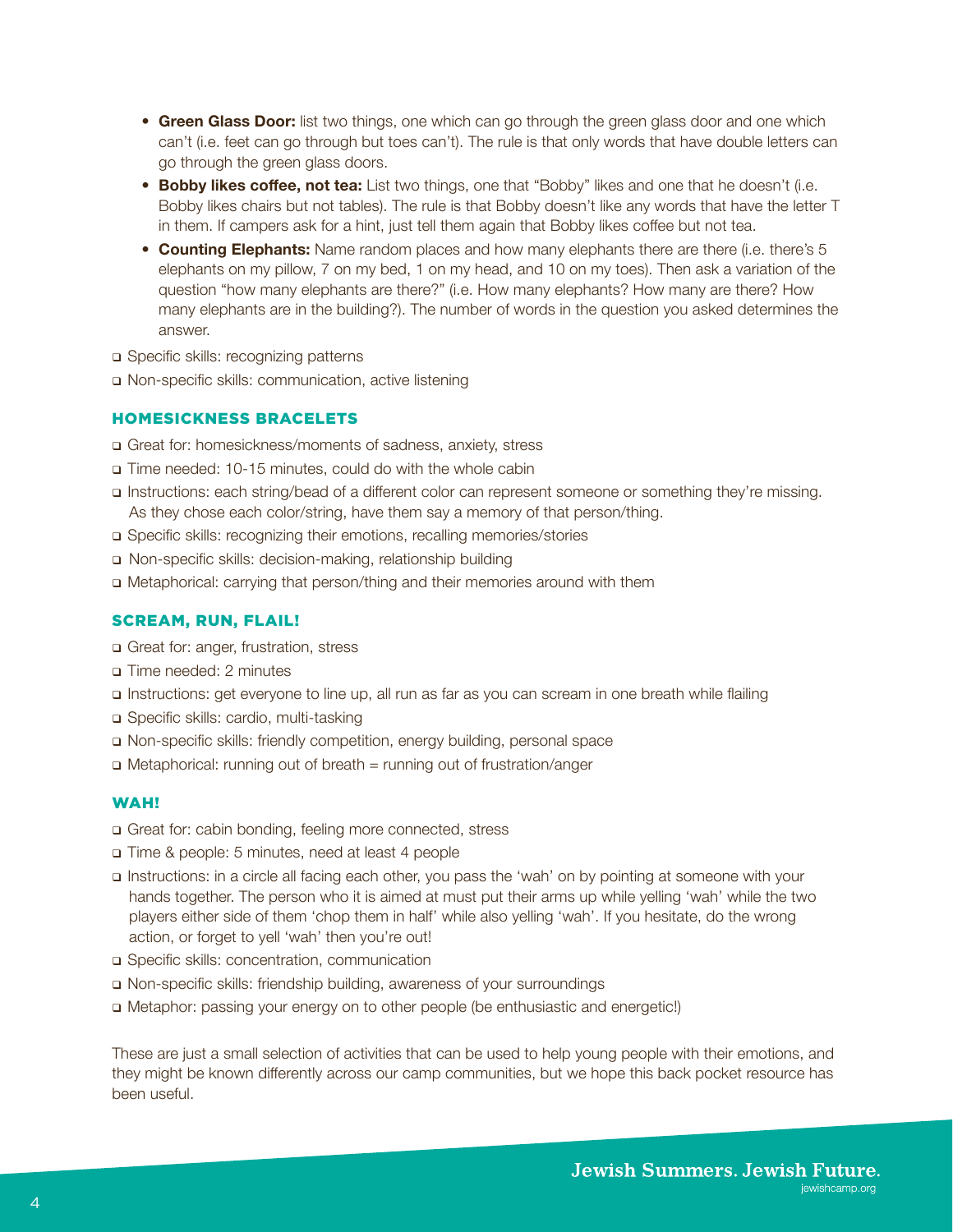- **Green Glass Door:** list two things, one which can go through the green glass door and one which can't (i.e. feet can go through but toes can't). The rule is that only words that have double letters can go through the green glass doors.
- **Bobby likes coffee, not tea:** List two things, one that "Bobby" likes and one that he doesn't (i.e. Bobby likes chairs but not tables). The rule is that Bobby doesn't like any words that have the letter T in them. If campers ask for a hint, just tell them again that Bobby likes coffee but not tea.
- **Counting Elephants:** Name random places and how many elephants there are there (i.e. there's 5 elephants on my pillow, 7 on my bed, 1 on my head, and 10 on my toes). Then ask a variation of the question "how many elephants are there?" (i.e. How many elephants? How many are there? How many elephants are in the building?). The number of words in the question you asked determines the answer.

- Specific skills: recognizing patterns
- Non-specific skills: communication, active listening

### HOMESICKNESS BRACELETS

- Great for: homesickness/moments of sadness, anxiety, stress
- Time needed: 10-15 minutes, could do with the whole cabin
- Instructions: each string/bead of a different color can represent someone or something they're missing. As they chose each color/string, have them say a memory of that person/thing.
- Specific skills: recognizing their emotions, recalling memories/stories
- Non-specific skills: decision-making, relationship building
- Metaphorical: carrying that person/thing and their memories around with them

### SCREAM, RUN, FLAIL!

- Great for: anger, frustration, stress
- Time needed: 2 minutes
- Instructions: get everyone to line up, all run as far as you can scream in one breath while flailing
- Specific skills: cardio, multi-tasking
- Non-specific skills: friendly competition, energy building, personal space
- Metaphorical: running out of breath = running out of frustration/anger

### WAH!

- Great for: cabin bonding, feeling more connected, stress
- Time & people: 5 minutes, need at least 4 people
- Instructions: in a circle all facing each other, you pass the 'wah' on by pointing at someone with your hands together. The person who it is aimed at must put their arms up while yelling 'wah' while the two players either side of them 'chop them in half' while also yelling 'wah'. If you hesitate, do the wrong action, or forget to yell 'wah' then you're out!
- Specific skills: concentration, communication
- Non-specific skills: friendship building, awareness of your surroundings
- Metaphor: passing your energy on to other people (be enthusiastic and energetic!)

These are just a small selection of activities that can be used to help young people with their emotions, and they might be known differently across our camp communities, but we hope this back pocket resource has been useful.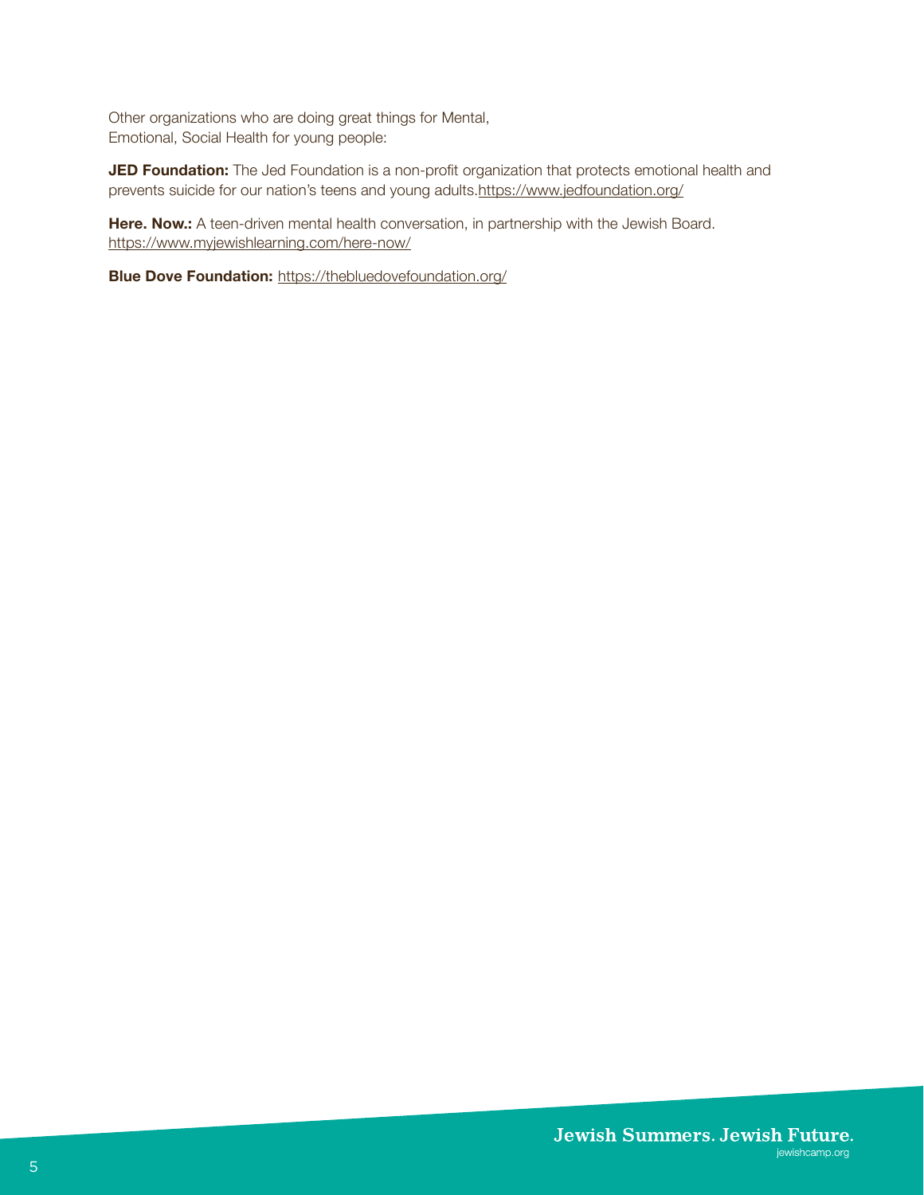Other organizations who are doing great things for Mental, Emotional, Social Health for young people:

**JED Foundation:** The Jed Foundation is a non-profit organization that protects emotional health and prevents suicide for our nation's teens and young adults.https://www.jedfoundation.org/

**Here. Now.:** A teen-driven mental health conversation, in partnership with the Jewish Board. https://www.myjewishlearning.com/here-now/

**Blue Dove Foundation:** https://thebluedovefoundation.org/